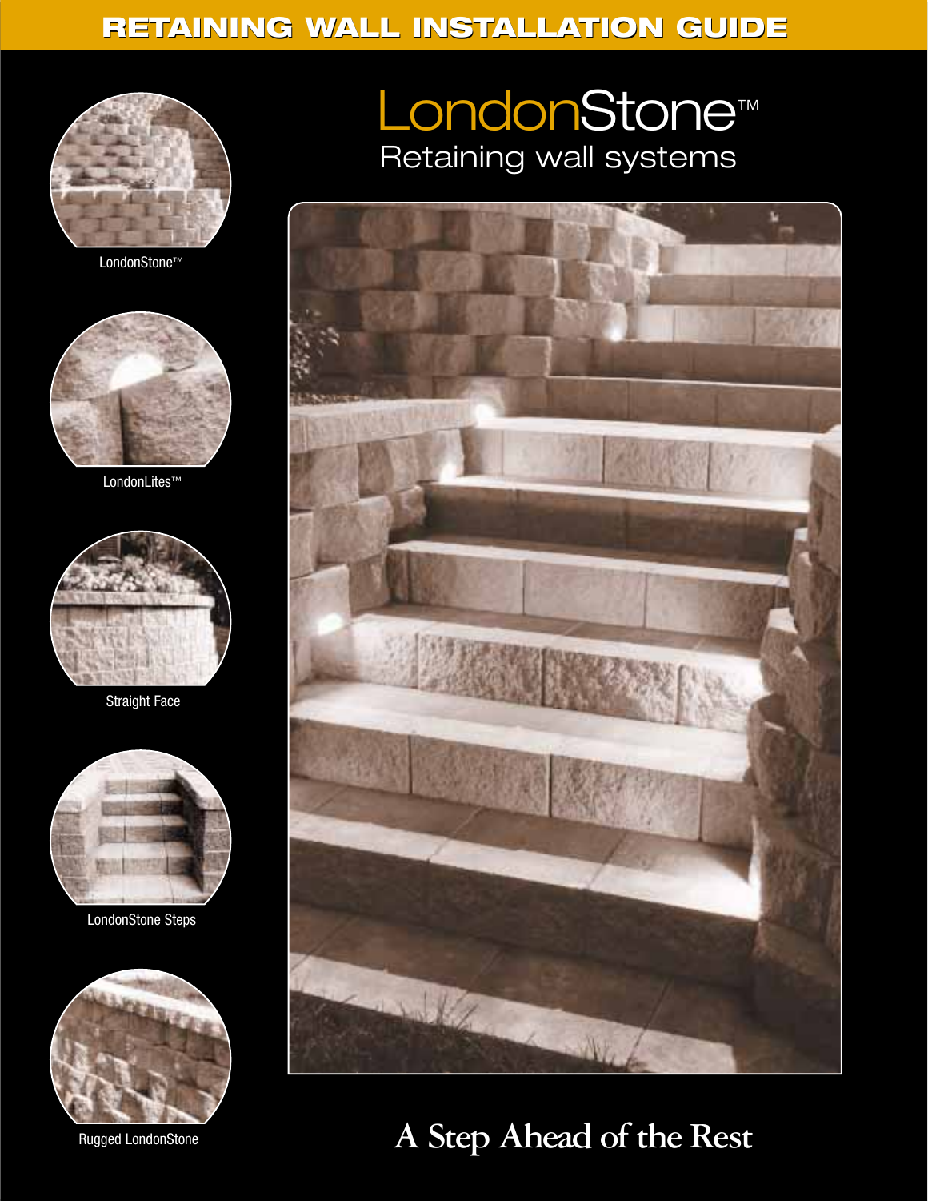# RETAINING WALL INSTALLATION GUIDE

LondonStone™

LondonLites™

Straight Face

LondonStone Steps

Rugged LondonStone

# LondonStone™

## Retaining wall systems

## A Step Ahead of the Rest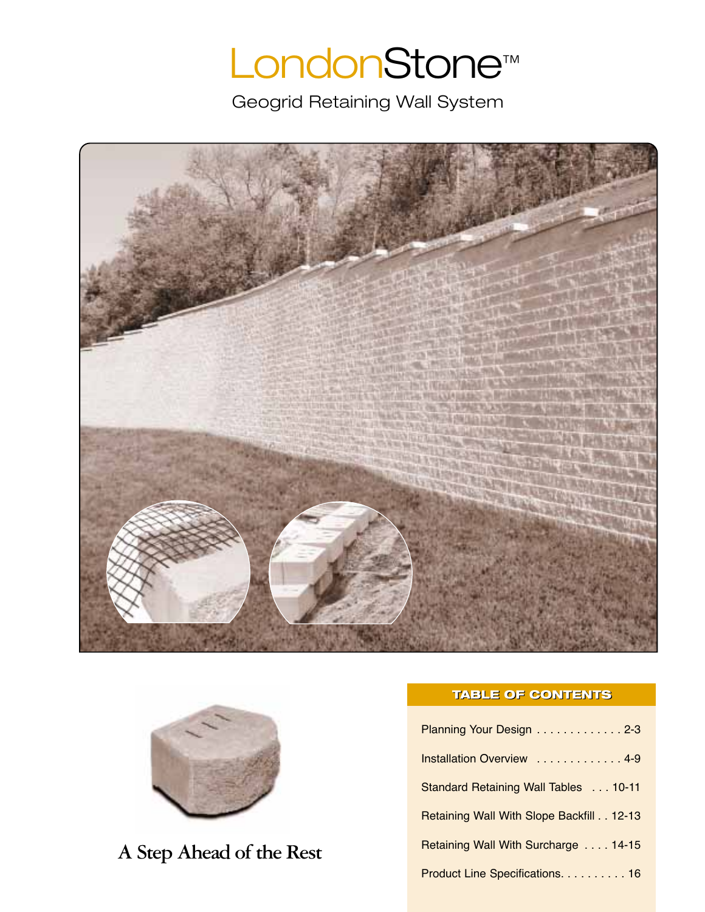# LondonStone™

## Geogrid Retaining Wall System

**A Step Ahead of the Rest**

### TABLE OF CONTENTS

| | |
|---|---|
| Planning Your Design | 2-3 |
| Installation Overview | 4-9 |
| Standard Retaining Wall Tables | 10-11 |
| Retaining Wall With Slope Backfill | 12-13 |
| Retaining Wall With Surcharge | 14-15 |
| Product Line Specifications | 16 |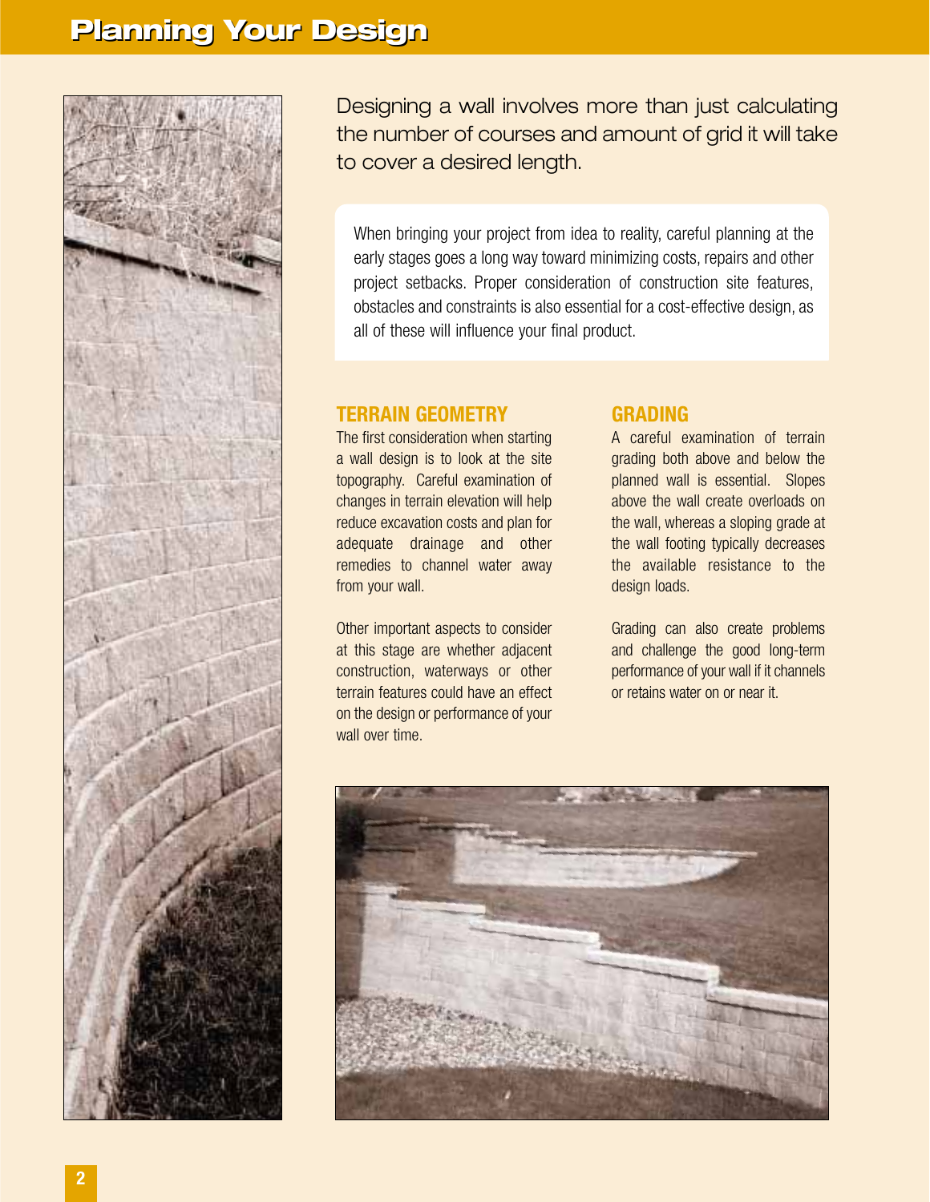# Planning Your Design

Designing a wall involves more than just calculating the number of courses and amount of grid it will take to cover a desired length.

When bringing your project from idea to reality, careful planning at the early stages goes a long way toward minimizing costs, repairs and other project setbacks. Proper consideration of construction site features, obstacles and constraints is also essential for a cost-effective design, as all of these will influence your final product.

## TERRAIN GEOMETRY

The first consideration when starting a wall design is to look at the site topography. Careful examination of changes in terrain elevation will help reduce excavation costs and plan for adequate drainage and other remedies to channel water away from your wall.

Other important aspects to consider at this stage are whether adjacent construction, waterways or other terrain features could have an effect on the design or performance of your wall over time.

## GRADING

A careful examination of terrain grading both above and below the planned wall is essential. Slopes above the wall create overloads on the wall, whereas a sloping grade at the wall footing typically decreases the available resistance to the design loads.

Grading can also create problems and challenge the good long-term performance of your wall if it channels or retains water on or near it.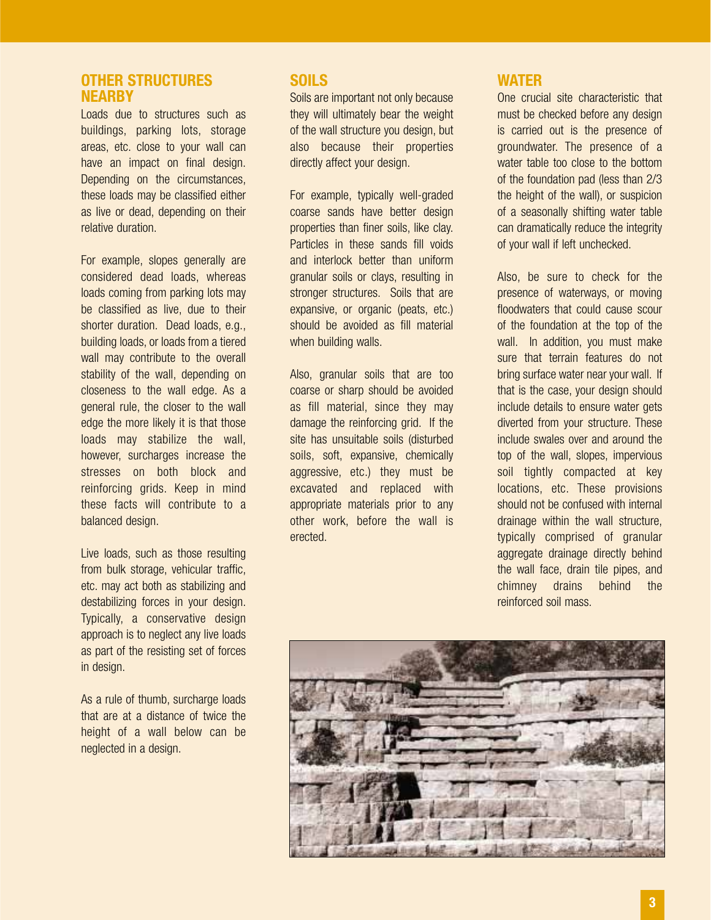## OTHER STRUCTURES NEARBY

Loads due to structures such as buildings, parking lots, storage areas, etc. close to your wall can have an impact on final design. Depending on the circumstances, these loads may be classified either as live or dead, depending on their relative duration.

For example, slopes generally are considered dead loads, whereas loads coming from parking lots may be classified as live, due to their shorter duration. Dead loads, e.g., building loads, or loads from a tiered wall may contribute to the overall stability of the wall, depending on closeness to the wall edge. As a general rule, the closer to the wall edge the more likely it is that those loads may stabilize the wall, however, surcharges increase the stresses on both block and reinforcing grids. Keep in mind these facts will contribute to a balanced design.

Live loads, such as those resulting from bulk storage, vehicular traffic, etc. may act both as stabilizing and destabilizing forces in your design. Typically, a conservative design approach is to neglect any live loads as part of the resisting set of forces in design.

As a rule of thumb, surcharge loads that are at a distance of twice the height of a wall below can be neglected in a design.

## SOILS

Soils are important not only because they will ultimately bear the weight of the wall structure you design, but also because their properties directly affect your design.

For example, typically well-graded coarse sands have better design properties than finer soils, like clay. Particles in these sands fill voids and interlock better than uniform granular soils or clays, resulting in stronger structures. Soils that are expansive, or organic (peats, etc.) should be avoided as fill material when building walls.

Also, granular soils that are too coarse or sharp should be avoided as fill material, since they may damage the reinforcing grid. If the site has unsuitable soils (disturbed soils, soft, expansive, chemically aggressive, etc.) they must be excavated and replaced with appropriate materials prior to any other work, before the wall is erected.

## WATER

One crucial site characteristic that must be checked before any design is carried out is the presence of groundwater. The presence of a water table too close to the bottom of the foundation pad (less than 2/3 the height of the wall), or suspicion of a seasonally shifting water table can dramatically reduce the integrity of your wall if left unchecked.

Also, be sure to check for the presence of waterways, or moving floodwaters that could cause scour of the foundation at the top of the wall. In addition, you must make sure that terrain features do not bring surface water near your wall. If that is the case, your design should include details to ensure water gets diverted from your structure. These include swales over and around the top of the wall, slopes, impervious soil tightly compacted at key locations, etc. These provisions should not be confused with internal drainage within the wall structure, typically comprised of granular aggregate drainage directly behind the wall face, drain tile pipes, and chimney drains behind the reinforced soil mass.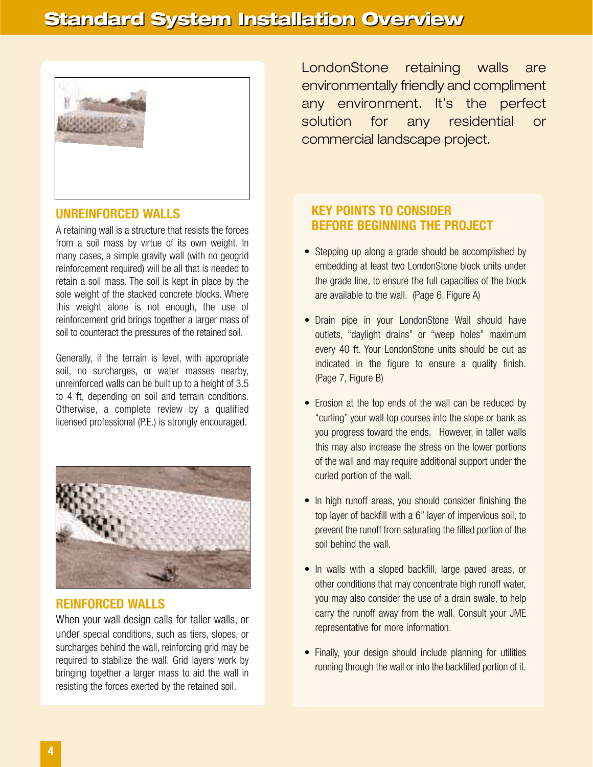# Standard System Installation Overview

## UNREINFORCED WALLS

A retaining wall is a structure that resists the forces from a soil mass by virtue of its own weight. In many cases, a simple gravity wall (with no geogrid reinforcement required) will be all that is needed to retain a soil mass. The soil is kept in place by the sole weight of the stacked concrete blocks. Where this weight alone is not enough, the use of reinforcement grid brings together a larger mass of soil to counteract the pressures of the retained soil.

Generally, if the terrain is level, with appropriate soil, no surcharges, or water masses nearby, unreinforced walls can be built up to a height of 3.5 to 4 ft, depending on soil and terrain conditions. Otherwise, a complete review by a qualified licensed professional (P.E.) is strongly encouraged.

## REINFORCED WALLS

When your wall design calls for taller walls, or under special conditions, such as tiers, slopes, or surcharges behind the wall, reinforcing grid may be required to stabilize the wall. Grid layers work by bringing together a larger mass to aid the wall in resisting the forces exerted by the retained soil.

LondonStone retaining walls are environmentally friendly and compliment any environment. It's the perfect solution for any residential or commercial landscape project.

## KEY POINTS TO CONSIDER BEFORE BEGINNING THE PROJECT

- Stepping up along a grade should be accomplished by embedding at least two LondonStone block units under the grade line, to ensure the full capacities of the block are available to the wall. (Page 6, Figure A)
- Drain pipe in your LondonStone Wall should have outlets, "daylight drains" or "weep holes" maximum every 40 ft. Your LondonStone units should be cut as indicated in the figure to ensure a quality finish. (Page 7, Figure B)
- Erosion at the top ends of the wall can be reduced by "curling" your wall top courses into the slope or bank as you progress toward the ends. However, in taller walls this may also increase the stress on the lower portions of the wall and may require additional support under the curled portion of the wall.
- In high runoff areas, you should consider finishing the top layer of backfill with a 6" layer of impervious soil, to prevent the runoff from saturating the filled portion of the soil behind the wall.
- In walls with a sloped backfill, large paved areas, or other conditions that may concentrate high runoff water, you may also consider the use of a drain swale, to help carry the runoff away from the wall. Consult your JME representative for more information.
- Finally, your design should include planning for utilities running through the wall or into the backfilled portion of it.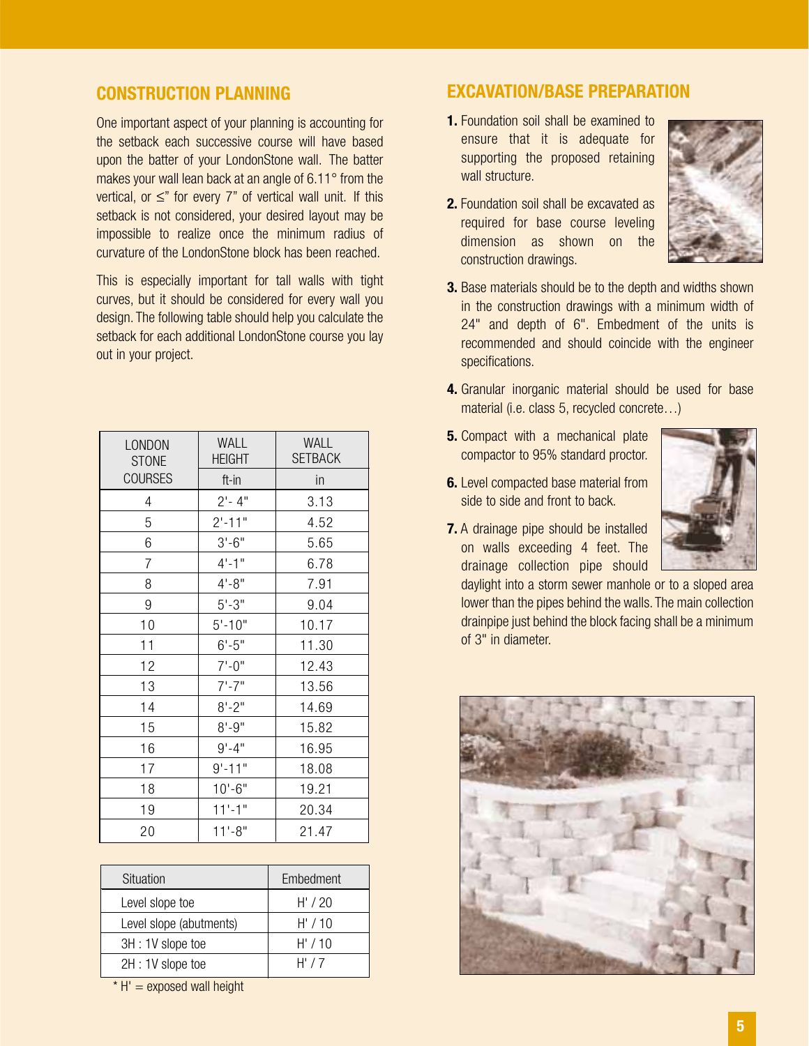## CONSTRUCTION PLANNING

One important aspect of your planning is accounting for the setback each successive course will have based upon the batter of your LondonStone wall. The batter makes your wall lean back at an angle of 6.11° from the vertical, or ≤" for every 7" of vertical wall unit. If this setback is not considered, your desired layout may be impossible to realize once the minimum radius of curvature of the LondonStone block has been reached.

This is especially important for tall walls with tight curves, but it should be considered for every wall you design. The following table should help you calculate the setback for each additional LondonStone course you lay out in your project.

| LONDON STONE COURSES | WALL HEIGHT | WALL SETBACK |
|---|---|---|
| | ft-in | in |
| 4 | 2'- 4" | 3.13 |
| 5 | 2'-11" | 4.52 |
| 6 | 3'-6" | 5.65 |
| 7 | 4'-1" | 6.78 |
| 8 | 4'-8" | 7.91 |
| 9 | 5'-3" | 9.04 |
| 10 | 5'-10" | 10.17 |
| 11 | 6'-5" | 11.30 |
| 12 | 7'-0" | 12.43 |
| 13 | 7'-7" | 13.56 |
| 14 | 8'-2" | 14.69 |
| 15 | 8'-9" | 15.82 |
| 16 | 9'-4" | 16.95 |
| 17 | 9'-11" | 18.08 |
| 18 | 10'-6" | 19.21 |
| 19 | 11'-1" | 20.34 |
| 20 | 11'-8" | 21.47 |

| Situation | Embedment |
|---|---|
| Level slope toe | H' / 20 |
| Level slope (abutments) | H' / 10 |
| 3H : 1V slope toe | H' / 10 |
| 2H : 1V slope toe | H' / 7 |

\* H' = exposed wall height

## EXCAVATION/BASE PREPARATION

1. Foundation soil shall be examined to ensure that it is adequate for supporting the proposed retaining wall structure.
2. Foundation soil shall be excavated as required for base course leveling dimension as shown on the construction drawings.
3. Base materials should be to the depth and widths shown in the construction drawings with a minimum width of 24" and depth of 6". Embedment of the units is recommended and should coincide with the engineer specifications.
4. Granular inorganic material should be used for base material (i.e. class 5, recycled concrete…)
5. Compact with a mechanical plate compactor to 95% standard proctor.
6. Level compacted base material from side to side and front to back.
7. A drainage pipe should be installed on walls exceeding 4 feet. The drainage collection pipe should daylight into a storm sewer manhole or to a sloped area lower than the pipes behind the walls. The main collection drainpipe just behind the block facing shall be a minimum of 3" in diameter.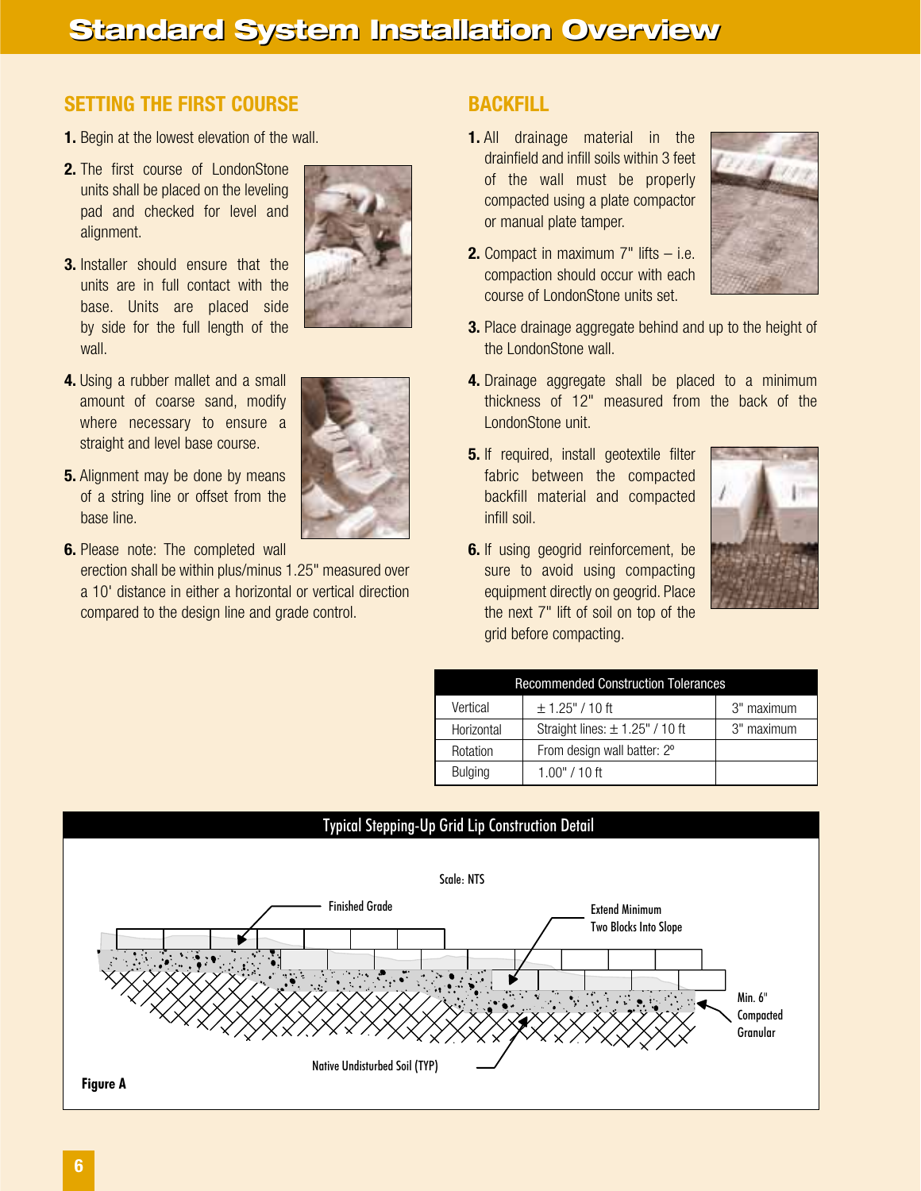# Standard System Installation Overview

## SETTING THE FIRST COURSE

1. Begin at the lowest elevation of the wall.
2. The first course of LondonStone units shall be placed on the leveling pad and checked for level and alignment.
3. Installer should ensure that the units are in full contact with the base. Units are placed side by side for the full length of the wall.
4. Using a rubber mallet and a small amount of coarse sand, modify where necessary to ensure a straight and level base course.
5. Alignment may be done by means of a string line or offset from the base line.
6. Please note: The completed wall erection shall be within plus/minus 1.25" measured over a 10' distance in either a horizontal or vertical direction compared to the design line and grade control.

## BACKFILL

1. All drainage material in the drainfield and infill soils within 3 feet of the wall must be properly compacted using a plate compactor or manual plate tamper.
2. Compact in maximum 7" lifts – i.e. compaction should occur with each course of LondonStone units set.
3. Place drainage aggregate behind and up to the height of the LondonStone wall.
4. Drainage aggregate shall be placed to a minimum thickness of 12" measured from the back of the LondonStone unit.
5. If required, install geotextile filter fabric between the compacted backfill material and compacted infill soil.
6. If using geogrid reinforcement, be sure to avoid using compacting equipment directly on geogrid. Place the next 7" lift of soil on top of the grid before compacting.

| Recommended Construction Tolerances | | |
|---|---|---|
| Vertical | ± 1.25" / 10 ft | 3" maximum |
| Horizontal | Straight lines: ± 1.25" / 10 ft | 3" maximum |
| Rotation | From design wall batter: 2º | |
| Bulging | 1.00" / 10 ft | |

### Typical Stepping-Up Grid Lip Construction Detail

Scale: NTS

Finished Grade

Extend Minimum Two Blocks Into Slope

Min. 6" Compacted Granular

Native Undisturbed Soil (TYP)

**Figure A**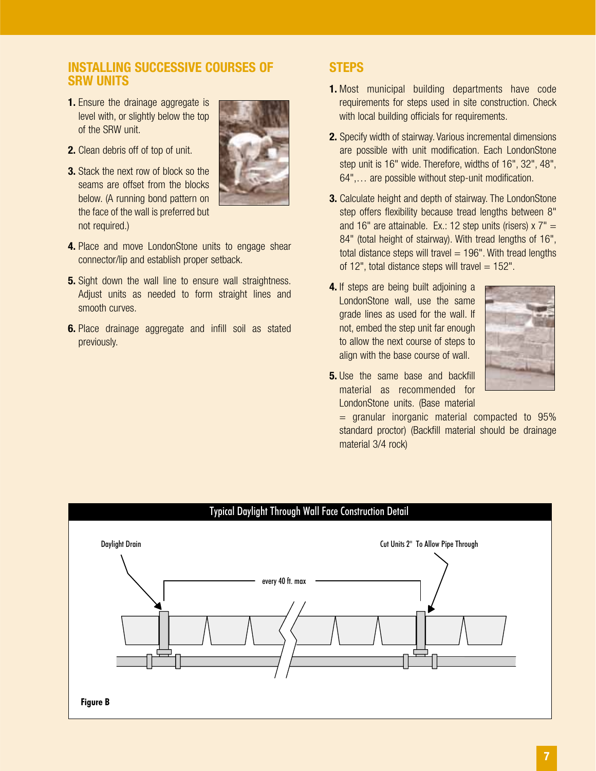## INSTALLING SUCCESSIVE COURSES OF SRW UNITS

1. Ensure the drainage aggregate is level with, or slightly below the top of the SRW unit.
2. Clean debris off of top of unit.
3. Stack the next row of block so the seams are offset from the blocks below. (A running bond pattern on the face of the wall is preferred but not required.)
4. Place and move LondonStone units to engage shear connector/lip and establish proper setback.
5. Sight down the wall line to ensure wall straightness. Adjust units as needed to form straight lines and smooth curves.
6. Place drainage aggregate and infill soil as stated previously.

## STEPS

1. Most municipal building departments have code requirements for steps used in site construction. Check with local building officials for requirements.
2. Specify width of stairway. Various incremental dimensions are possible with unit modification. Each LondonStone step unit is 16" wide. Therefore, widths of 16", 32", 48", 64",… are possible without step-unit modification.
3. Calculate height and depth of stairway. The LondonStone step offers flexibility because tread lengths between 8" and 16" are attainable. Ex.: 12 step units (risers) x 7" = 84" (total height of stairway). With tread lengths of 16", total distance steps will travel = 196". With tread lengths of 12", total distance steps will travel = 152".
4. If steps are being built adjoining a LondonStone wall, use the same grade lines as used for the wall. If not, embed the step unit far enough to allow the next course of steps to align with the base course of wall.
5. Use the same base and backfill material as recommended for LondonStone units. (Base material = granular inorganic material compacted to 95% standard proctor) (Backfill material should be drainage material 3/4 rock)

### Typical Daylight Through Wall Face Construction Detail

Daylight Drain

Cut Units 2" To Allow Pipe Through

every 40 ft. max

**Figure B**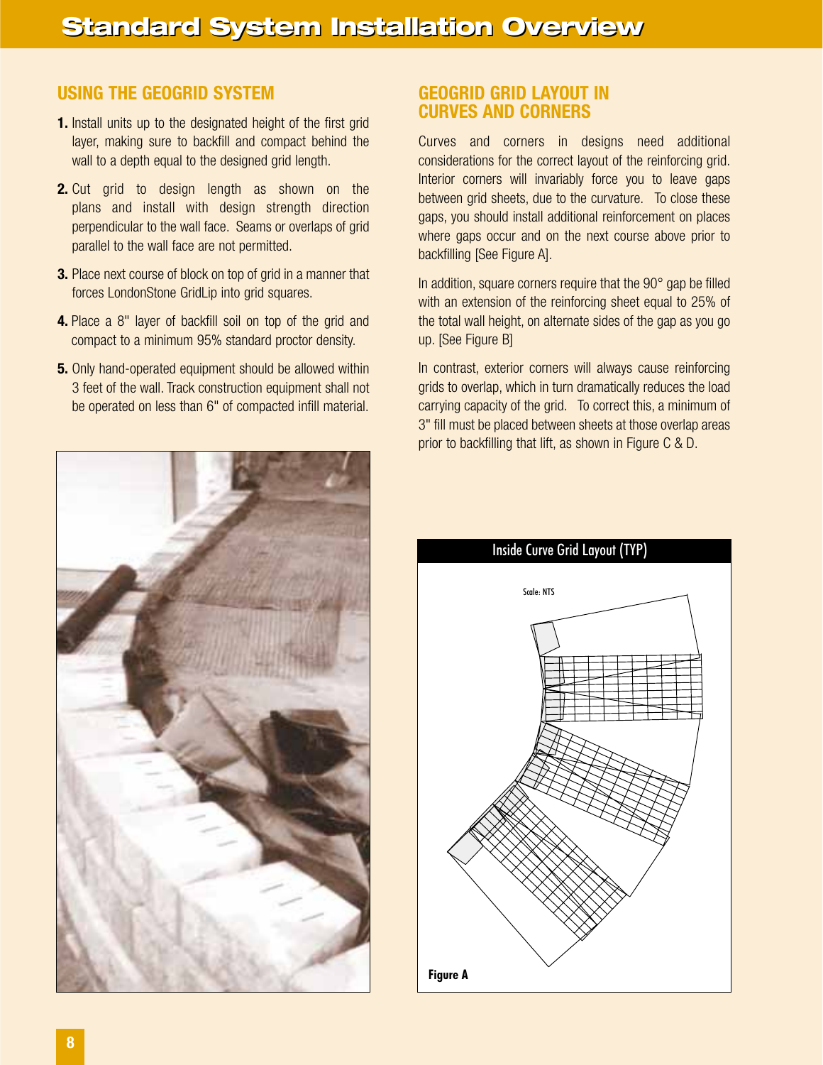# Standard System Installation Overview

## USING THE GEOGRID SYSTEM

1. Install units up to the designated height of the first grid layer, making sure to backfill and compact behind the wall to a depth equal to the designed grid length.
2. Cut grid to design length as shown on the plans and install with design strength direction perpendicular to the wall face. Seams or overlaps of grid parallel to the wall face are not permitted.
3. Place next course of block on top of grid in a manner that forces LondonStone GridLip into grid squares.
4. Place a 8" layer of backfill soil on top of the grid and compact to a minimum 95% standard proctor density.
5. Only hand-operated equipment should be allowed within 3 feet of the wall. Track construction equipment shall not be operated on less than 6" of compacted infill material.

## GEOGRID GRID LAYOUT IN CURVES AND CORNERS

Curves and corners in designs need additional considerations for the correct layout of the reinforcing grid. Interior corners will invariably force you to leave gaps between grid sheets, due to the curvature. To close these gaps, you should install additional reinforcement on places where gaps occur and on the next course above prior to backfilling [See Figure A].

In addition, square corners require that the 90° gap be filled with an extension of the reinforcing sheet equal to 25% of the total wall height, on alternate sides of the gap as you go up. [See Figure B]

In contrast, exterior corners will always cause reinforcing grids to overlap, which in turn dramatically reduces the load carrying capacity of the grid. To correct this, a minimum of 3" fill must be placed between sheets at those overlap areas prior to backfilling that lift, as shown in Figure C & D.

Inside Curve Grid Layout (TYP)

Scale: NTS

Figure A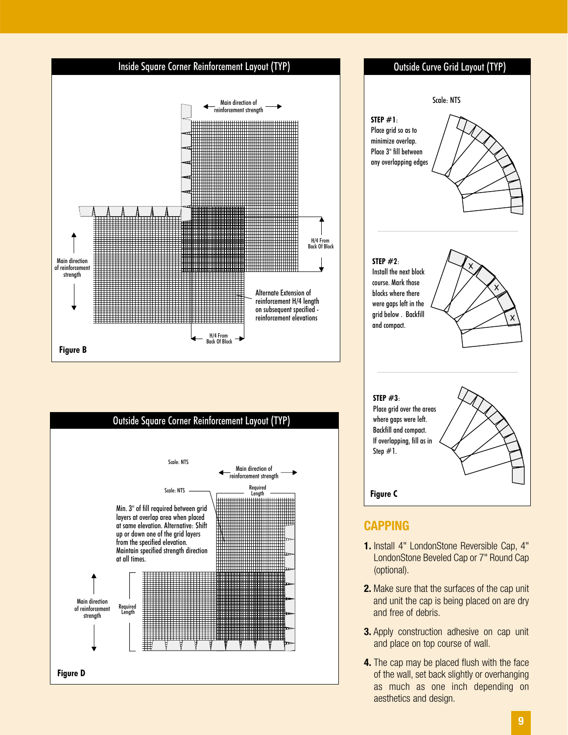## Inside Square Corner Reinforcement Layout (TYP)

Main direction of reinforcement strength

Main direction of reinforcement strength

H/4 From Back Of Block

Alternate Extension of reinforcement H/4 length on subsequent specified - reinforcement elevations

H/4 From Back Of Block

**Figure B**

## Outside Square Corner Reinforcement Layout (TYP)

Scale: NTS

Main direction of reinforcement strength

Scale: NTS

Required Length

Min. 3" of fill required between grid layers at overlap area when placed at same elevation. Alternative: Shift up or down one of the grid layers from the specified elevation. Maintain specified strength direction at all times.

Main direction of reinforcement strength

Required Length

**Figure D**

## Outside Curve Grid Layout (TYP)

Scale: NTS

**STEP #1**: Place grid so as to minimize overlap. Place 3" fill between any overlapping edges

**STEP #2**: Install the next block course. Mark those blocks where there were gaps left in the grid below. Backfill and compact.

**STEP #3**: Place grid over the areas where gaps were left. Backfill and compact. If overlapping, fill as in Step #1.

**Figure C**

## CAPPING

1. Install 4" LondonStone Reversible Cap, 4" LondonStone Beveled Cap or 7" Round Cap (optional).
2. Make sure that the surfaces of the cap unit and unit the cap is being placed on are dry and free of debris.
3. Apply construction adhesive on cap unit and place on top course of wall.
4. The cap may be placed flush with the face of the wall, set back slightly or overhanging as much as one inch depending on aesthetics and design.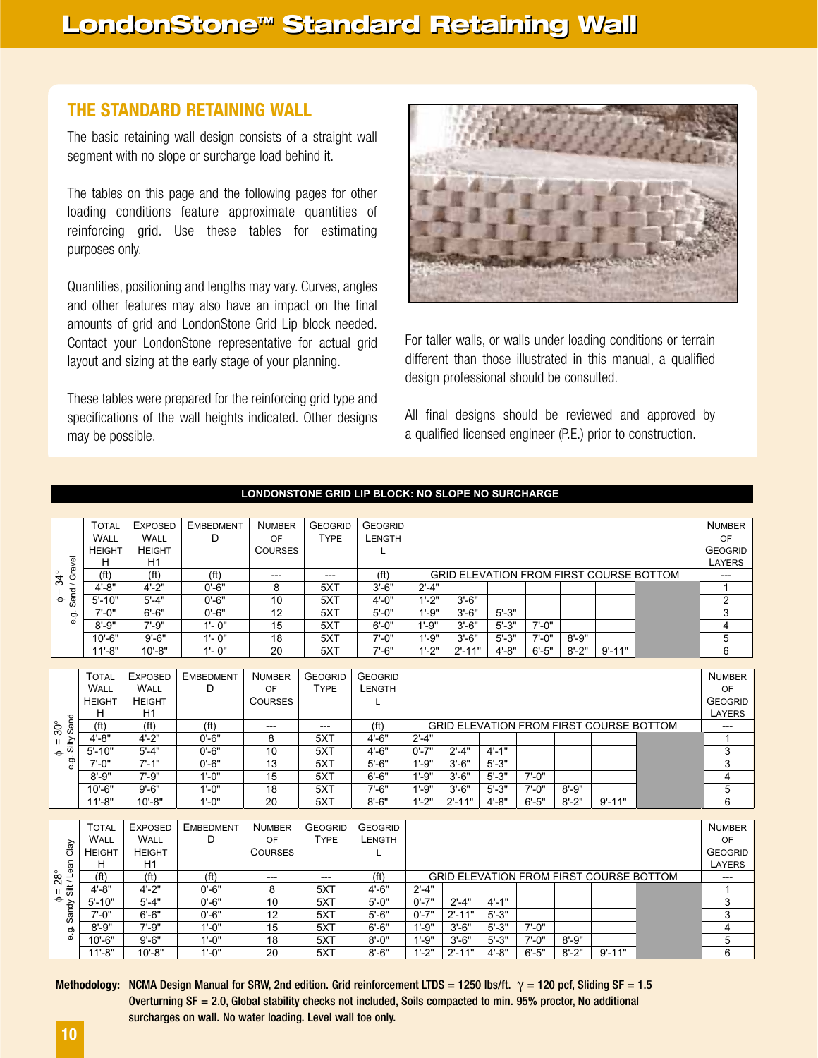# LondonStone™ Standard Retaining Wall

## THE STANDARD RETAINING WALL

The basic retaining wall design consists of a straight wall segment with no slope or surcharge load behind it.

The tables on this page and the following pages for other loading conditions feature approximate quantities of reinforcing grid. Use these tables for estimating purposes only.

Quantities, positioning and lengths may vary. Curves, angles and other features may also have an impact on the final amounts of grid and LondonStone Grid Lip block needed. Contact your LondonStone representative for actual grid layout and sizing at the early stage of your planning.

These tables were prepared for the reinforcing grid type and specifications of the wall heights indicated. Other designs may be possible.

For taller walls, or walls under loading conditions or terrain different than those illustrated in this manual, a qualified design professional should be consulted.

All final designs should be reviewed and approved by a qualified licensed engineer (P.E.) prior to construction.

**LONDONSTONE GRID LIP BLOCK: NO SLOPE NO SURCHARGE**

$\phi = 34°$ e.g. Sand / Gravel

| Total Wall Height H | Exposed Wall Height H1 | Embedment D | Number of Courses | Geogrid Type | Geogrid Length L | Grid Elevation from First Course Bottom | | | | | | Number of Geogrid Layers |
|---|---|---|---|---|---|---|---|---|---|---|---|---|
| (ft) | (ft) | (ft) | --- | --- | (ft) | | | | | | | --- |
| 4'-8" | 4'-2" | 0'-6" | 8 | 5XT | 3'-6" | 2'-4" | | | | | | 1 |
| 5'-10" | 5'-4" | 0'-6" | 10 | 5XT | 4'-0" | 1'-2" | 3'-6" | | | | | 2 |
| 7'-0" | 6'-6" | 0'-6" | 12 | 5XT | 5'-0" | 1'-9" | 3'-6" | 5'-3" | | | | 3 |
| 8'-9" | 7'-9" | 1'- 0" | 15 | 5XT | 6'-0" | 1'-9" | 3'-6" | 5'-3" | 7'-0" | | | 4 |
| 10'-6" | 9'-6" | 1'- 0" | 18 | 5XT | 7'-0" | 1'-9" | 3'-6" | 5'-3" | 7'-0" | 8'-9" | | 5 |
| 11'-8" | 10'-8" | 1'- 0" | 20 | 5XT | 7'-6" | 1'-2" | 2'-11" | 4'-8" | 6'-5" | 8'-2" | 9'-11" | 6 |

$\phi = 30°$ e.g. Silty Sand

| Total Wall Height H | Exposed Wall Height H1 | Embedment D | Number of Courses | Geogrid Type | Geogrid Length L | Grid Elevation from First Course Bottom | | | | | | Number of Geogrid Layers |
|---|---|---|---|---|---|---|---|---|---|---|---|---|
| (ft) | (ft) | (ft) | --- | --- | (ft) | | | | | | | --- |
| 4'-8" | 4'-2" | 0'-6" | 8 | 5XT | 4'-6" | 2'-4" | | | | | | 1 |
| 5'-10" | 5'-4" | 0'-6" | 10 | 5XT | 4'-6" | 0'-7" | 2'-4" | 4'-1" | | | | 3 |
| 7'-0" | 7'-1" | 0'-6" | 13 | 5XT | 5'-6" | 1'-9" | 3'-6" | 5'-3" | | | | 3 |
| 8'-9" | 7'-9" | 1'-0" | 15 | 5XT | 6'-6" | 1'-9" | 3'-6" | 5'-3" | 7'-0" | | | 4 |
| 10'-6" | 9'-6" | 1'-0" | 18 | 5XT | 7'-6" | 1'-9" | 3'-6" | 5'-3" | 7'-0" | 8'-9" | | 5 |
| 11'-8" | 10'-8" | 1'-0" | 20 | 5XT | 8'-6" | 1'-2" | 2'-11" | 4'-8" | 6'-5" | 8'-2" | 9'-11" | 6 |

$\phi = 28°$ e.g. Sandy Silt / Lean Clay

| Total Wall Height H | Exposed Wall Height H1 | Embedment D | Number of Courses | Geogrid Type | Geogrid Length L | Grid Elevation from First Course Bottom | | | | | | Number of Geogrid Layers |
|---|---|---|---|---|---|---|---|---|---|---|---|---|
| (ft) | (ft) | (ft) | --- | --- | (ft) | | | | | | | --- |
| 4'-8" | 4'-2" | 0'-6" | 8 | 5XT | 4'-6" | 2'-4" | | | | | | 1 |
| 5'-10" | 5'-4" | 0'-6" | 10 | 5XT | 5'-0" | 0'-7" | 2'-4" | 4'-1" | | | | 3 |
| 7'-0" | 6'-6" | 0'-6" | 12 | 5XT | 5'-6" | 0'-7" | 2'-11" | 5'-3" | | | | 3 |
| 8'-9" | 7'-9" | 1'-0" | 15 | 5XT | 6'-6" | 1'-9" | 3'-6" | 5'-3" | 7'-0" | | | 4 |
| 10'-6" | 9'-6" | 1'-0" | 18 | 5XT | 8'-0" | 1'-9" | 3'-6" | 5'-3" | 7'-0" | 8'-9" | | 5 |
| 11'-8" | 10'-8" | 1'-0" | 20 | 5XT | 8'-6" | 1'-2" | 2'-11" | 4'-8" | 6'-5" | 8'-2" | 9'-11" | 6 |

**Methodology:** NCMA Design Manual for SRW, 2nd edition. Grid reinforcement LTDS = 1250 lbs/ft. $\gamma$ = 120 pcf, Sliding SF = 1.5 Overturning SF = 2.0, Global stability checks not included, Soils compacted to min. 95% proctor, No additional surcharges on wall. No water loading. Level wall toe only.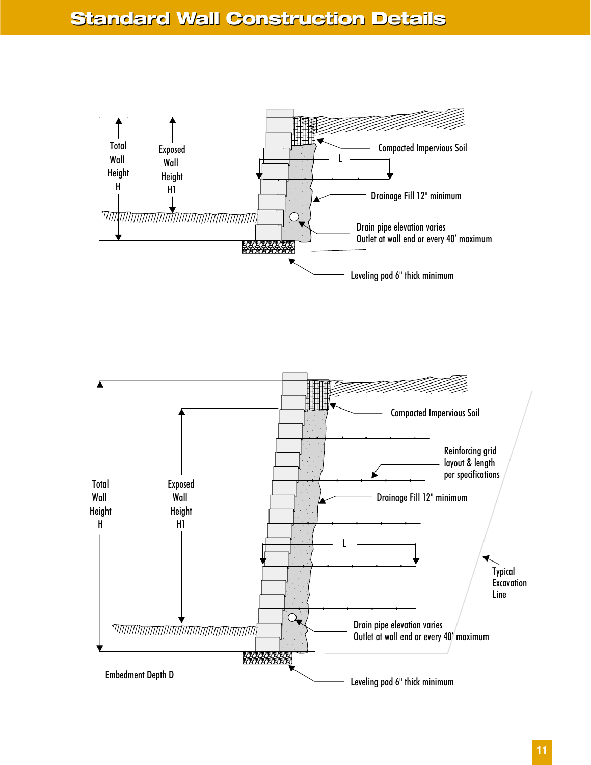# Standard Wall Construction Details

Total Wall Height H

Exposed Wall Height H1

Compacted Impervious Soil

L

Drainage Fill 12" minimum

Drain pipe elevation varies
Outlet at wall end or every 40′ maximum

Leveling pad 6" thick minimum

Total Wall Height H

Exposed Wall Height H1

Compacted Impervious Soil

Reinforcing grid layout & length per specifications

Drainage Fill 12" minimum

L

Typical Excavation Line

Drain pipe elevation varies
Outlet at wall end or every 40′ maximum

Embedment Depth D

Leveling pad 6" thick minimum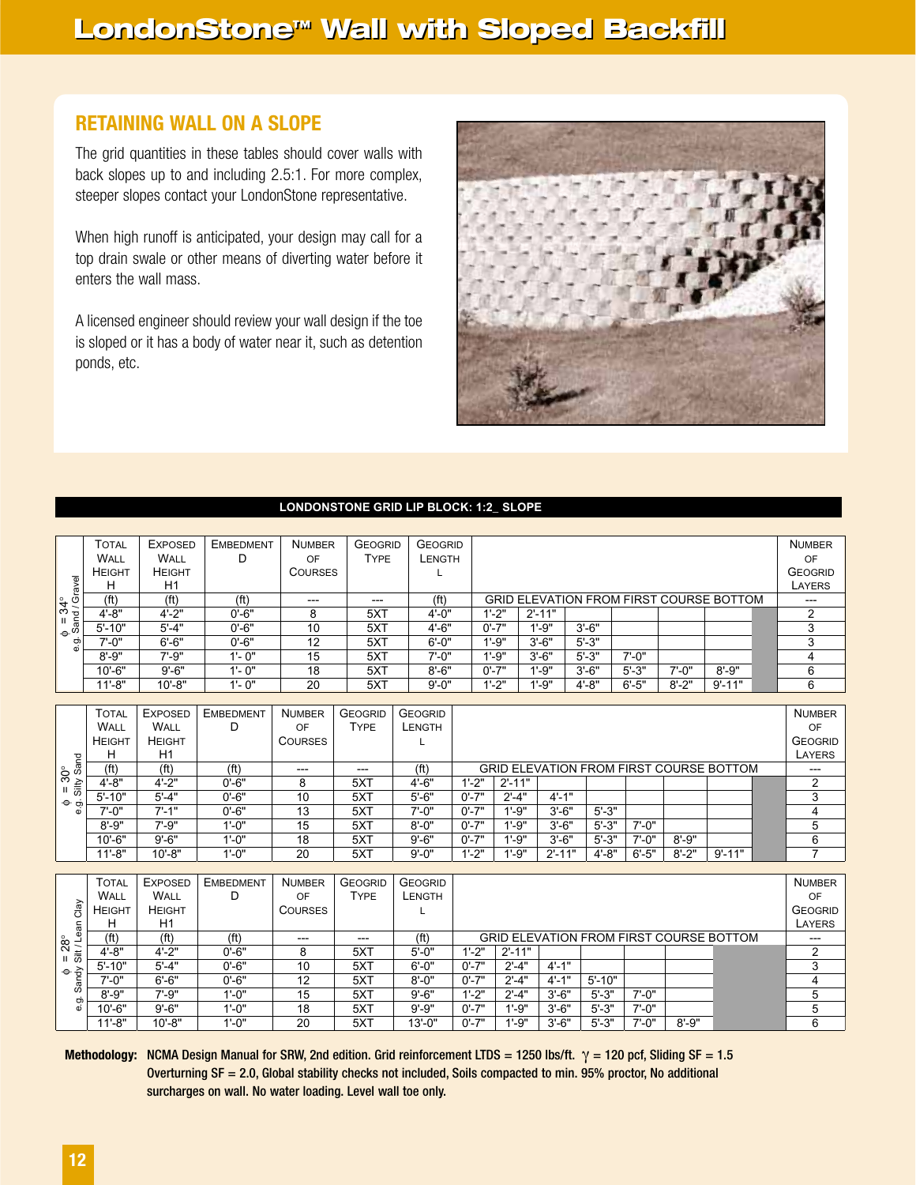# LondonStone™ Wall with Sloped Backfill

## RETAINING WALL ON A SLOPE

The grid quantities in these tables should cover walls with back slopes up to and including 2.5:1. For more complex, steeper slopes contact your LondonStone representative.

When high runoff is anticipated, your design may call for a top drain swale or other means of diverting water before it enters the wall mass.

A licensed engineer should review your wall design if the toe is sloped or it has a body of water near it, such as detention ponds, etc.

### LONDONSTONE GRID LIP BLOCK: 1:2_ SLOPE

**φ = 34°, e.g. Sand / Gravel**

| Total Wall Height H | Exposed Wall Height H1 | Embedment D | Number of Courses | Geogrid Type | Geogrid Length L | | | | | | | Number of Geogrid Layers |
|---|---|---|---|---|---|---|---|---|---|---|---|---|
| (ft) | (ft) | (ft) | --- | --- | (ft) | Grid Elevation from First Course Bottom | | | | | | --- |
| 4'-8" | 4'-2" | 0'-6" | 8 | 5XT | 4'-0" | 1'-2" | 2'-11" | | | | | 2 |
| 5'-10" | 5'-4" | 0'-6" | 10 | 5XT | 4'-6" | 0'-7" | 1'-9" | 3'-6" | | | | 3 |
| 7'-0" | 6'-6" | 0'-6" | 12 | 5XT | 6'-0" | 1'-9" | 3'-6" | 5'-3" | | | | 3 |
| 8'-9" | 7'-9" | 1'- 0" | 15 | 5XT | 7'-0" | 1'-9" | 3'-6" | 5'-3" | 7'-0" | | | 4 |
| 10'-6" | 9'-6" | 1'- 0" | 18 | 5XT | 8'-6" | 0'-7" | 1'-9" | 3'-6" | 5'-3" | 7'-0" | 8'-9" | 6 |
| 11'-8" | 10'-8" | 1'- 0" | 20 | 5XT | 9'-0" | 1'-2" | 1'-9" | 4'-8" | 6'-5" | 8'-2" | 9'-11" | 6 |

**φ = 30°, e.g. Silty Sand**

| Total Wall Height H | Exposed Wall Height H1 | Embedment D | Number of Courses | Geogrid Type | Geogrid Length L | | | | | | | | Number of Geogrid Layers |
|---|---|---|---|---|---|---|---|---|---|---|---|---|---|
| (ft) | (ft) | (ft) | --- | --- | (ft) | Grid Elevation from First Course Bottom | | | | | | | --- |
| 4'-8" | 4'-2" | 0'-6" | 8 | 5XT | 4'-6" | 1'-2" | 2'-11" | | | | | | 2 |
| 5'-10" | 5'-4" | 0'-6" | 10 | 5XT | 5'-6" | 0'-7" | 2'-4" | 4'-1" | | | | | 3 |
| 7'-0" | 7'-1" | 0'-6" | 13 | 5XT | 7'-0" | 0'-7" | 1'-9" | 3'-6" | 5'-3" | | | | 4 |
| 8'-9" | 7'-9" | 1'-0" | 15 | 5XT | 8'-0" | 0'-7" | 1'-9" | 3'-6" | 5'-3" | 7'-0" | | | 5 |
| 10'-6" | 9'-6" | 1'-0" | 18 | 5XT | 9'-6" | 0'-7" | 1'-9" | 3'-6" | 5'-3" | 7'-0" | 8'-9" | | 6 |
| 11'-8" | 10'-8" | 1'-0" | 20 | 5XT | 9'-0" | 1'-2" | 1'-9" | 2'-11" | 4'-8" | 6'-5" | 8'-2" | 9'-11" | 7 |

**φ = 28°, e.g. Sandy Silt / Lean Clay**

| Total Wall Height H | Exposed Wall Height H1 | Embedment D | Number of Courses | Geogrid Type | Geogrid Length L | | | | | | | Number of Geogrid Layers |
|---|---|---|---|---|---|---|---|---|---|---|---|---|
| (ft) | (ft) | (ft) | --- | --- | (ft) | Grid Elevation from First Course Bottom | | | | | | --- |
| 4'-8" | 4'-2" | 0'-6" | 8 | 5XT | 5'-0" | 1'-2" | 2'-11" | | | | | 2 |
| 5'-10" | 5'-4" | 0'-6" | 10 | 5XT | 6'-0" | 0'-7" | 2'-4" | 4'-1" | | | | 3 |
| 7'-0" | 6'-6" | 0'-6" | 12 | 5XT | 8'-0" | 0'-7" | 2'-4" | 4'-1" | 5'-10" | | | 4 |
| 8'-9" | 7'-9" | 1'-0" | 15 | 5XT | 9'-6" | 1'-2" | 2'-4" | 3'-6" | 5'-3" | 7'-0" | | 5 |
| 10'-6" | 9'-6" | 1'-0" | 18 | 5XT | 9'-9" | 0'-7" | 1'-9" | 3'-6" | 5'-3" | 7'-0" | | 5 |
| 11'-8" | 10'-8" | 1'-0" | 20 | 5XT | 13'-0" | 0'-7" | 1'-9" | 3'-6" | 5'-3" | 7'-0" | 8'-9" | 6 |

**Methodology:** NCMA Design Manual for SRW, 2nd edition. Grid reinforcement LTDS = 1250 lbs/ft. $\gamma$ = 120 pcf, Sliding SF = 1.5 Overturning SF = 2.0, Global stability checks not included, Soils compacted to min. 95% proctor, No additional surcharges on wall. No water loading. Level wall toe only.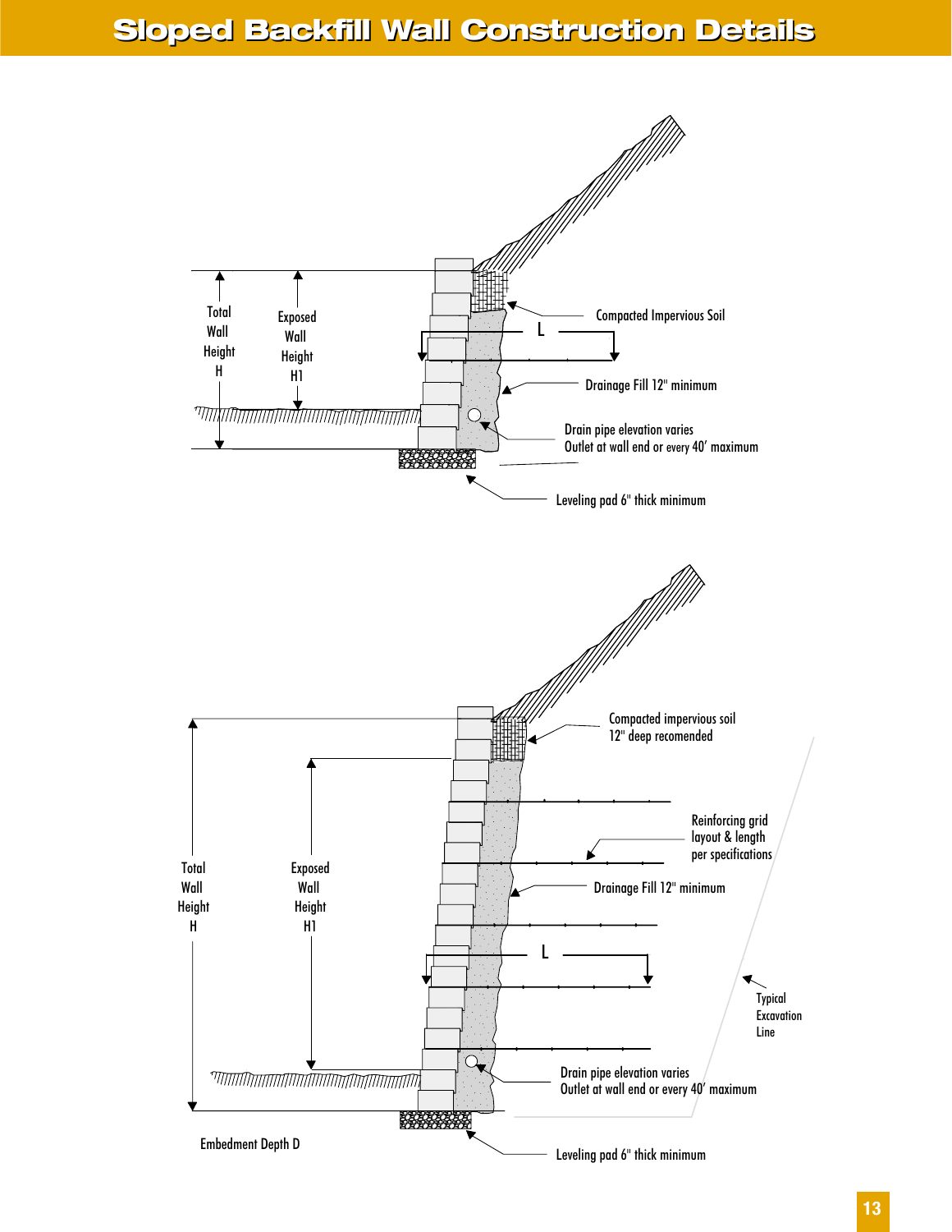# Sloped Backfill Wall Construction Details

Total Wall Height H

Exposed Wall Height H1

Compacted Impervious Soil

L

Drainage Fill 12" minimum

Drain pipe elevation varies
Outlet at wall end or every 40′ maximum

Leveling pad 6" thick minimum

Compacted impervious soil
12" deep recomended

Reinforcing grid layout & length per specifications

Total Wall Height H

Exposed Wall Height H1

Drainage Fill 12" minimum

L

Typical Excavation Line

Drain pipe elevation varies
Outlet at wall end or every 40′ maximum

Embedment Depth D

Leveling pad 6" thick minimum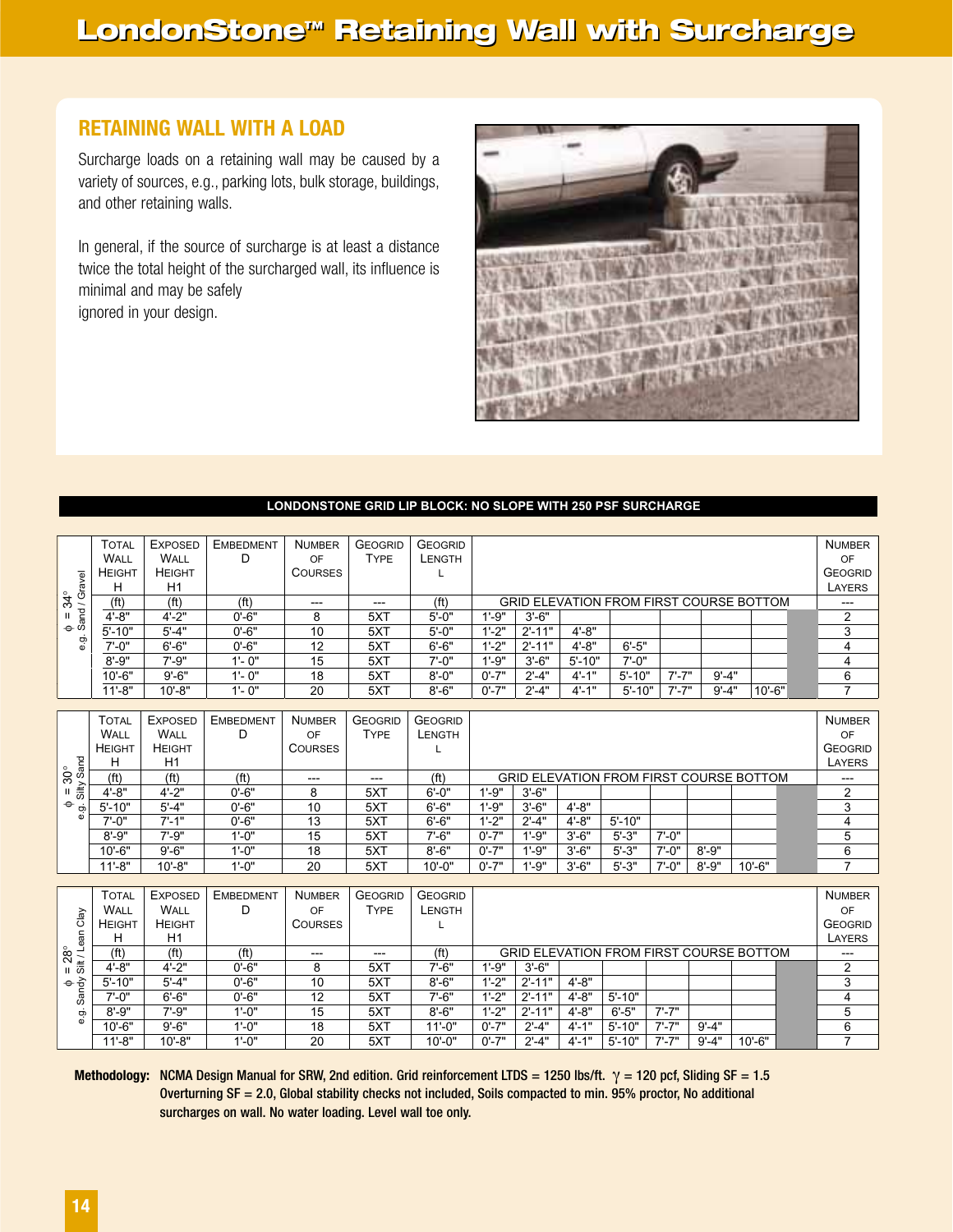# LondonStone™ Retaining Wall with Surcharge

## RETAINING WALL WITH A LOAD

Surcharge loads on a retaining wall may be caused by a variety of sources, e.g., parking lots, bulk storage, buildings, and other retaining walls.

In general, if the source of surcharge is at least a distance twice the total height of the surcharged wall, its influence is minimal and may be safely ignored in your design.

**LONDONSTONE GRID LIP BLOCK: NO SLOPE WITH 250 PSF SURCHARGE**

**$\phi = 34°$ e.g. Sand / Gravel**

| Total Wall Height H | Exposed Wall Height H1 | Embedment D | Number of Courses | Geogrid Type | Geogrid Length L | Grid Elevation from First Course Bottom | | | | | | | Number of Geogrid Layers |
|---|---|---|---|---|---|---|---|---|---|---|---|---|---|
| (ft) | (ft) | (ft) | --- | --- | (ft) | | | | | | | | --- |
| 4'-8" | 4'-2" | 0'-6" | 8 | 5XT | 5'-0" | 1'-9" | 3'-6" | | | | | | 2 |
| 5'-10" | 5'-4" | 0'-6" | 10 | 5XT | 5'-0" | 1'-2" | 2'-11" | 4'-8" | | | | | 3 |
| 7'-0" | 6'-6" | 0'-6" | 12 | 5XT | 6'-6" | 1'-2" | 2'-11" | 4'-8" | 6'-5" | | | | 4 |
| 8'-9" | 7'-9" | 1'- 0" | 15 | 5XT | 7'-0" | 1'-9" | 3'-6" | 5'-10" | 7'-0" | | | | 4 |
| 10'-6" | 9'-6" | 1'- 0" | 18 | 5XT | 8'-0" | 0'-7" | 2'-4" | 4'-1" | 5'-10" | 7'-7" | 9'-4" | | 6 |
| 11'-8" | 10'-8" | 1'- 0" | 20 | 5XT | 8'-6" | 0'-7" | 2'-4" | 4'-1" | 5'-10" | 7'-7" | 9'-4" | 10'-6" | 7 |

**$\phi = 30°$ e.g. Silty Sand**

| Total Wall Height H | Exposed Wall Height H1 | Embedment D | Number of Courses | Geogrid Type | Geogrid Length L | Grid Elevation from First Course Bottom | | | | | | | Number of Geogrid Layers |
|---|---|---|---|---|---|---|---|---|---|---|---|---|---|
| (ft) | (ft) | (ft) | --- | --- | (ft) | | | | | | | | --- |
| 4'-8" | 4'-2" | 0'-6" | 8 | 5XT | 6'-0" | 1'-9" | 3'-6" | | | | | | 2 |
| 5'-10" | 5'-4" | 0'-6" | 10 | 5XT | 6'-6" | 1'-9" | 3'-6" | 4'-8" | | | | | 3 |
| 7'-0" | 7'-1" | 0'-6" | 13 | 5XT | 6'-6" | 1'-2" | 2'-4" | 4'-8" | 5'-10" | | | | 4 |
| 8'-9" | 7'-9" | 1'-0" | 15 | 5XT | 7'-6" | 0'-7" | 1'-9" | 3'-6" | 5'-3" | 7'-0" | | | 5 |
| 10'-6" | 9'-6" | 1'-0" | 18 | 5XT | 8'-6" | 0'-7" | 1'-9" | 3'-6" | 5'-3" | 7'-0" | 8'-9" | | 6 |
| 11'-8" | 10'-8" | 1'-0" | 20 | 5XT | 10'-0" | 0'-7" | 1'-9" | 3'-6" | 5'-3" | 7'-0" | 8'-9" | 10'-6" | 7 |

**$\phi = 28°$ e.g. Sandy Silt / Lean Clay**

| Total Wall Height H | Exposed Wall Height H1 | Embedment D | Number of Courses | Geogrid Type | Geogrid Length L | Grid Elevation from First Course Bottom | | | | | | | Number of Geogrid Layers |
|---|---|---|---|---|---|---|---|---|---|---|---|---|---|
| (ft) | (ft) | (ft) | --- | --- | (ft) | | | | | | | | --- |
| 4'-8" | 4'-2" | 0'-6" | 8 | 5XT | 7'-6" | 1'-9" | 3'-6" | | | | | | 2 |
| 5'-10" | 5'-4" | 0'-6" | 10 | 5XT | 8'-6" | 1'-2" | 2'-11" | 4'-8" | | | | | 3 |
| 7'-0" | 6'-6" | 0'-6" | 12 | 5XT | 7'-6" | 1'-2" | 2'-11" | 4'-8" | 5'-10" | | | | 4 |
| 8'-9" | 7'-9" | 1'-0" | 15 | 5XT | 8'-6" | 1'-2" | 2'-11" | 4'-8" | 6'-5" | 7'-7" | | | 5 |
| 10'-6" | 9'-6" | 1'-0" | 18 | 5XT | 11'-0" | 0'-7" | 2'-4" | 4'-1" | 5'-10" | 7'-7" | 9'-4" | | 6 |
| 11'-8" | 10'-8" | 1'-0" | 20 | 5XT | 10'-0" | 0'-7" | 2'-4" | 4'-1" | 5'-10" | 7'-7" | 9'-4" | 10'-6" | 7 |

**Methodology:** NCMA Design Manual for SRW, 2nd edition. Grid reinforcement LTDS = 1250 lbs/ft. $\gamma$ = 120 pcf, Sliding SF = 1.5 Overturning SF = 2.0, Global stability checks not included, Soils compacted to min. 95% proctor, No additional surcharges on wall. No water loading. Level wall toe only.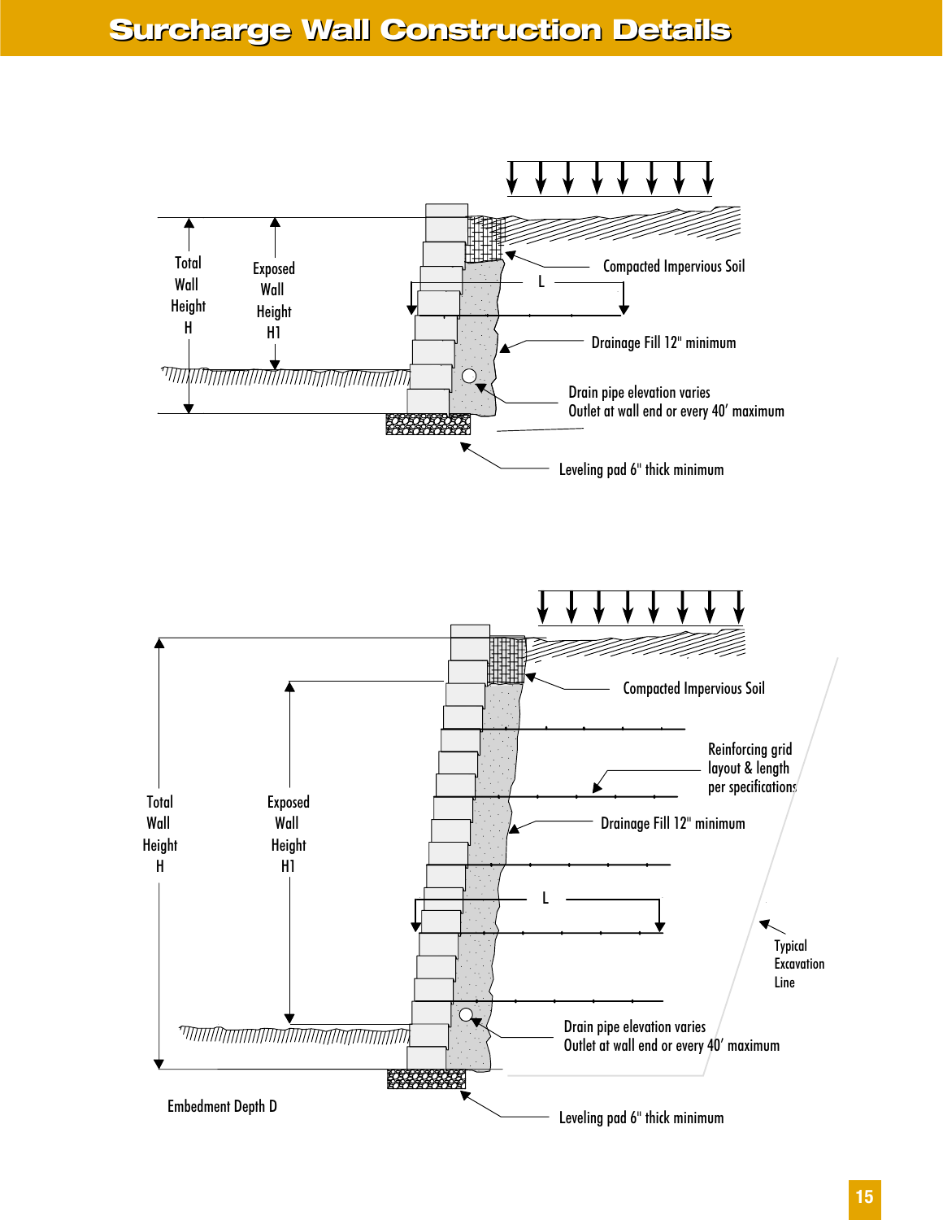# Surcharge Wall Construction Details

Total Wall Height H

Exposed Wall Height H1

L

Compacted Impervious Soil

Drainage Fill 12" minimum

Drain pipe elevation varies
Outlet at wall end or every 40′ maximum

Leveling pad 6" thick minimum

Total Wall Height H

Exposed Wall Height H1

Compacted Impervious Soil

Reinforcing grid layout & length per specifications

Drainage Fill 12" minimum

L

Typical Excavation Line

Drain pipe elevation varies
Outlet at wall end or every 40′ maximum

Embedment Depth D

Leveling pad 6" thick minimum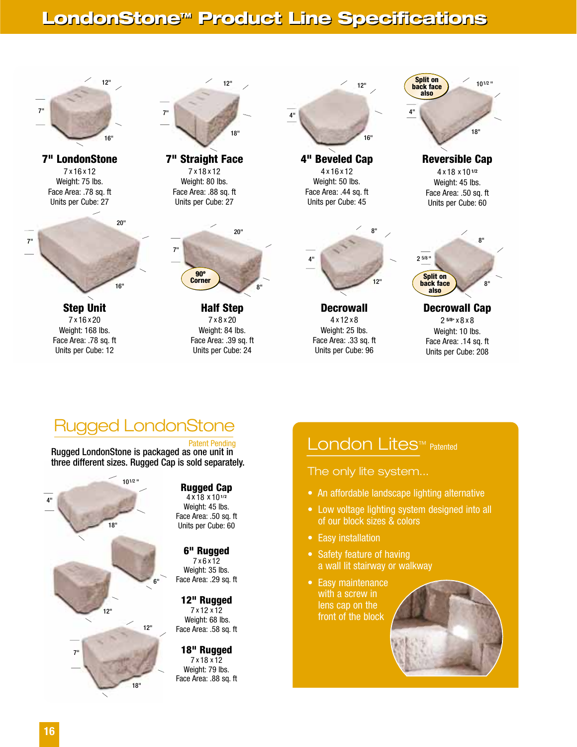# LondonStone™ Product Line Specifications

### 7" LondonStone

7 x 16 x 12
Weight: 75 lbs.
Face Area: .78 sq. ft
Units per Cube: 27

### 7" Straight Face

7 x 18 x 12
Weight: 80 lbs.
Face Area: .88 sq. ft
Units per Cube: 27

### 4" Beveled Cap

4 x 16 x 12
Weight: 50 lbs.
Face Area: .44 sq. ft
Units per Cube: 45

### Reversible Cap

Split on back face also

4 x 18 x 10 1/2
Weight: 45 lbs.
Face Area: .50 sq. ft
Units per Cube: 60

### Step Unit

7 x 16 x 20
Weight: 168 lbs.
Face Area: .78 sq. ft
Units per Cube: 12

### Half Step

90º Corner

7 x 8 x 20
Weight: 84 lbs.
Face Area: .39 sq. ft
Units per Cube: 24

### Decrowall

4 x 12 x 8
Weight: 25 lbs.
Face Area: .33 sq. ft
Units per Cube: 96

### Decrowall Cap

Split on back face also

2 5/8" x 8 x 8
Weight: 10 lbs.
Face Area: .14 sq. ft
Units per Cube: 208

## Rugged LondonStone

Patent Pending

Rugged LondonStone is packaged as one unit in three different sizes. Rugged Cap is sold separately.

### Rugged Cap

4 x 18 x 10 1/2
Weight: 45 lbs.
Face Area: .50 sq. ft
Units per Cube: 60

### 6" Rugged

7 x 6 x 12
Weight: 35 lbs.
Face Area: .29 sq. ft

### 12" Rugged

7 x 12 x 12
Weight: 68 lbs.
Face Area: .58 sq. ft

### 18" Rugged

7 x 18 x 12
Weight: 79 lbs.
Face Area: .88 sq. ft

## London Lites™ Patented

The only lite system...

- An affordable landscape lighting alternative
- Low voltage lighting system designed into all of our block sizes & colors
- Easy installation
- Safety feature of having a wall lit stairway or walkway
- Easy maintenance with a screw in lens cap on the front of the block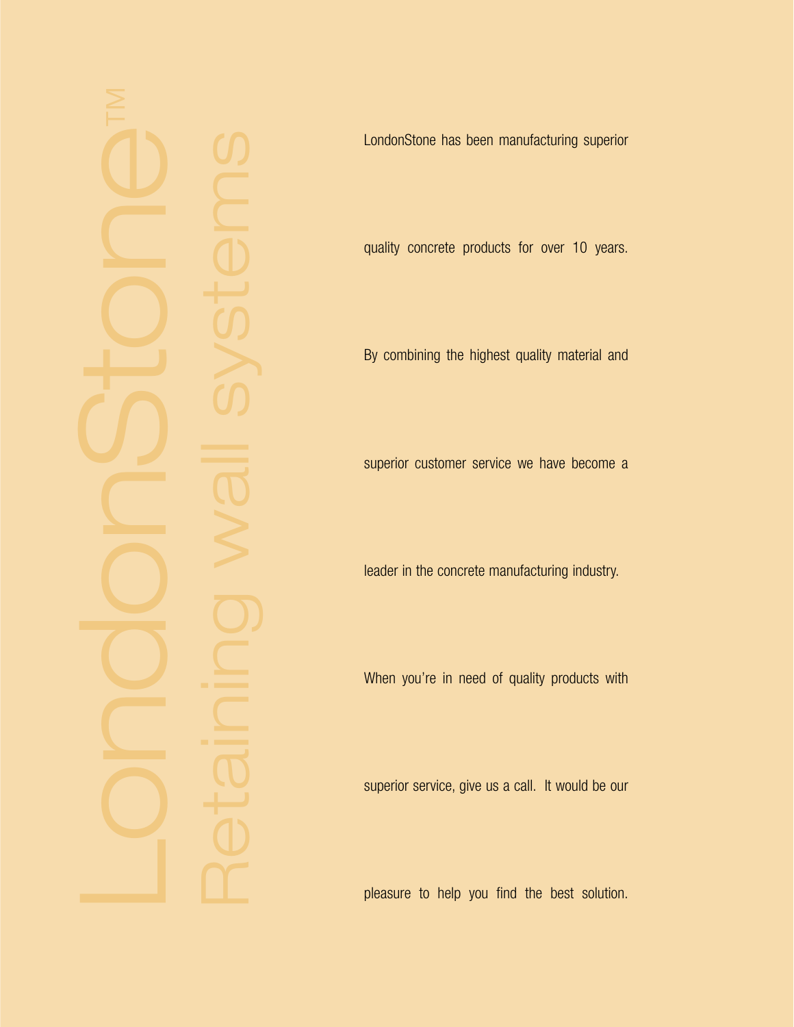# LondonStone™

## Retaining wall systems

LondonStone has been manufacturing superior quality concrete products for over 10 years. By combining the highest quality material and superior customer service we have become a leader in the concrete manufacturing industry. When you're in need of quality products with superior service, give us a call. It would be our pleasure to help you find the best solution.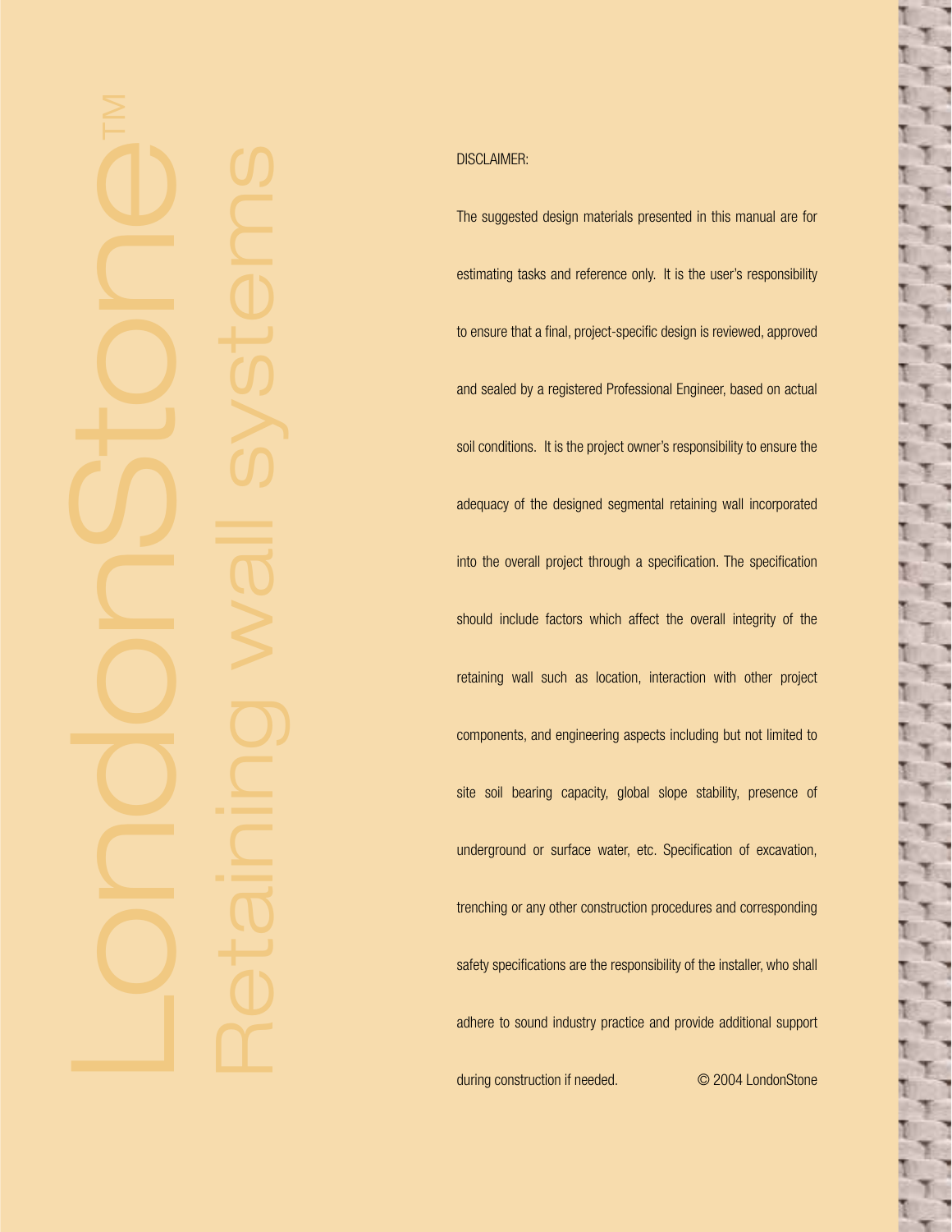LondonStone™

Retaining wall systems

DISCLAIMER:

The suggested design materials presented in this manual are for estimating tasks and reference only. It is the user's responsibility to ensure that a final, project-specific design is reviewed, approved and sealed by a registered Professional Engineer, based on actual soil conditions. It is the project owner's responsibility to ensure the adequacy of the designed segmental retaining wall incorporated into the overall project through a specification. The specification should include factors which affect the overall integrity of the retaining wall such as location, interaction with other project components, and engineering aspects including but not limited to site soil bearing capacity, global slope stability, presence of underground or surface water, etc. Specification of excavation, trenching or any other construction procedures and corresponding safety specifications are the responsibility of the installer, who shall adhere to sound industry practice and provide additional support during construction if needed.

© 2004 LondonStone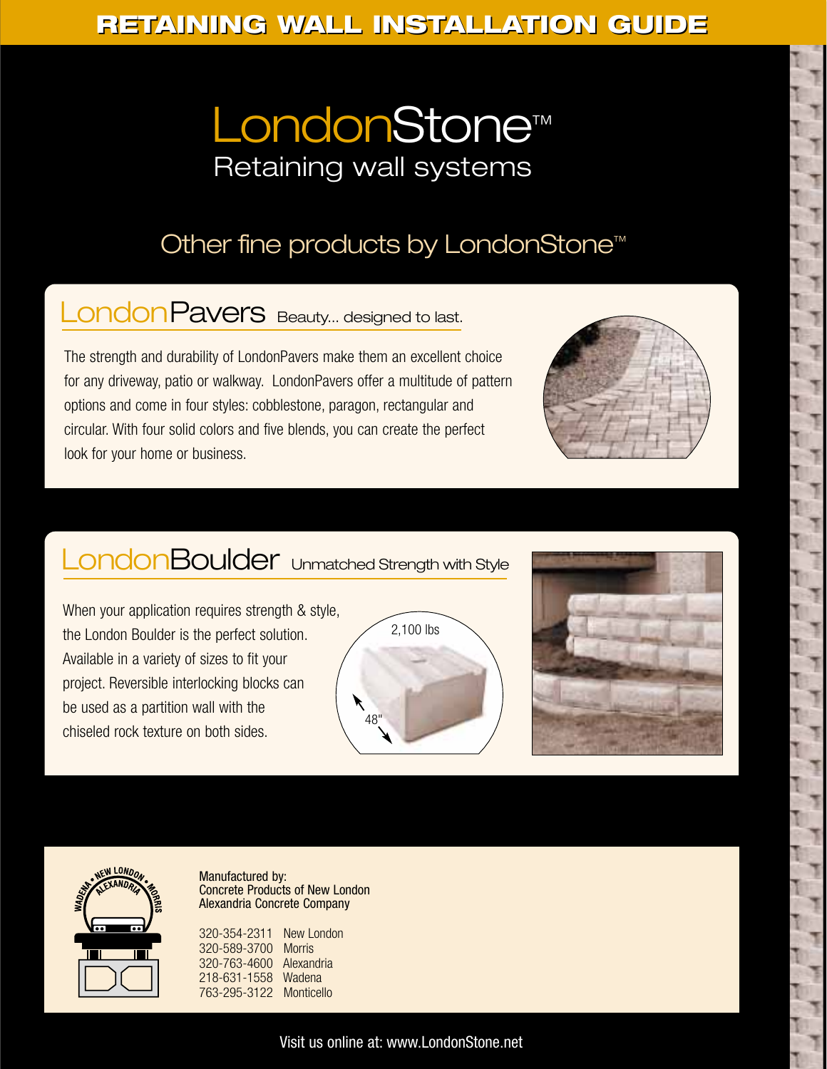# LondonStone™

Retaining wall systems

## Other fine products by LondonStone™

### LondonPavers Beauty... designed to last.

The strength and durability of LondonPavers make them an excellent choice for any driveway, patio or walkway. LondonPavers offer a multitude of pattern options and come in four styles: cobblestone, paragon, rectangular and circular. With four solid colors and five blends, you can create the perfect look for your home or business.

### LondonBoulder Unmatched Strength with Style

When your application requires strength & style, the London Boulder is the perfect solution. Available in a variety of sizes to fit your project. Reversible interlocking blocks can be used as a partition wall with the chiseled rock texture on both sides.

2,100 lbs

48"

WADENA • NEW LONDON • MORRIS
ALEXANDRIA

Manufactured by:
Concrete Products of New London
Alexandria Concrete Company

320-354-2311 New London
320-589-3700 Morris
320-763-4600 Alexandria
218-631-1558 Wadena
763-295-3122 Monticello

Visit us online at: www.LondonStone.net